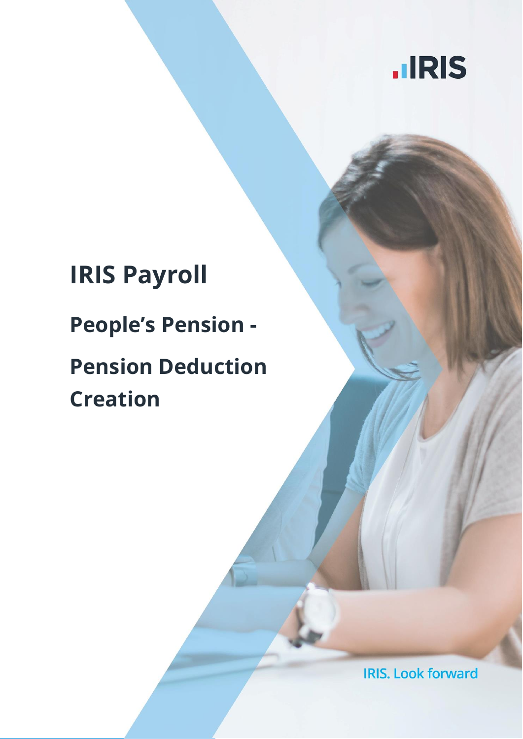IRIS

# IRIS Payroll

## People's Pension - Pension Deduction Creation

IRIS. Look forward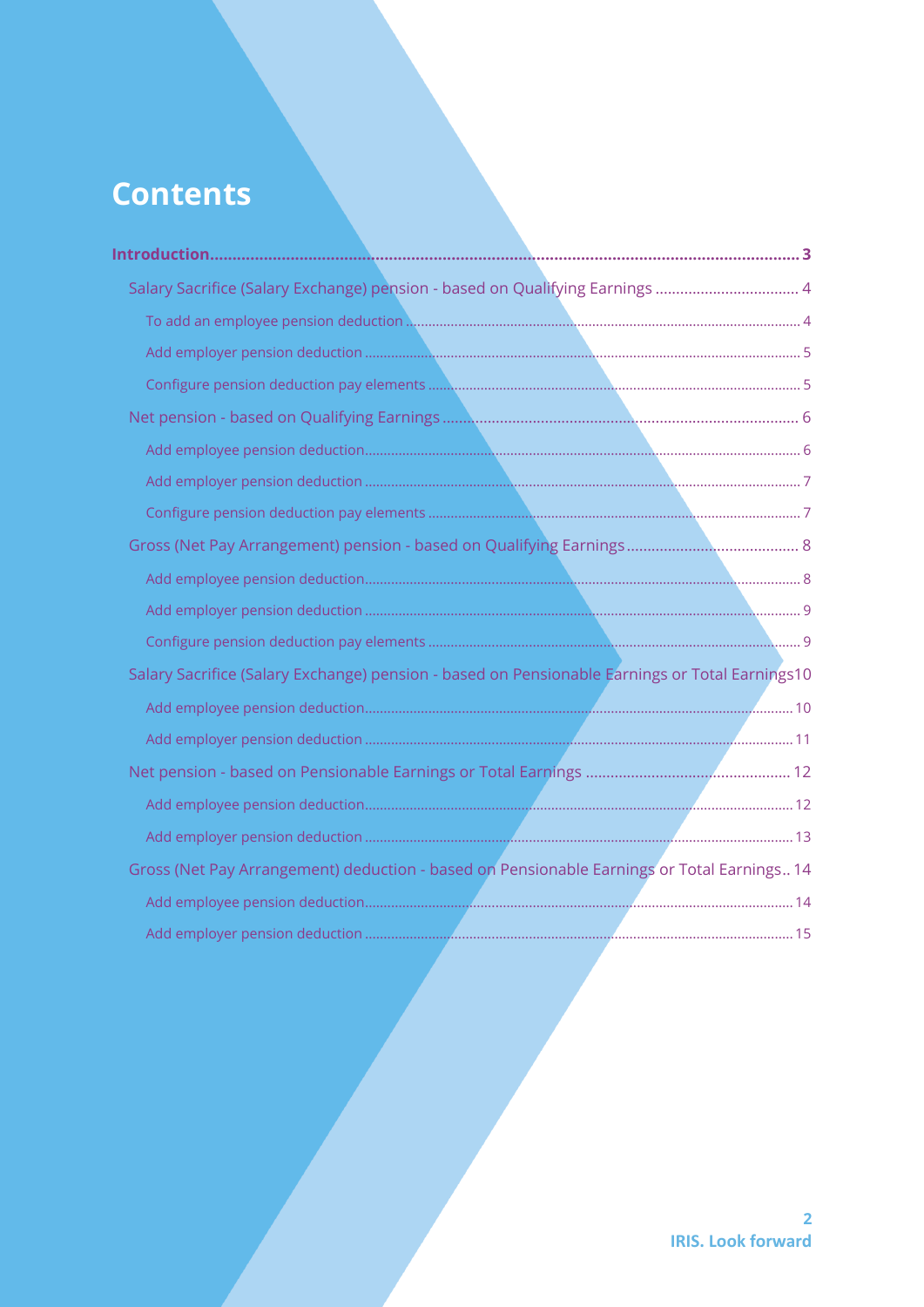# Contents

**Introduction ........................................................................................................................ 3**

- Salary Sacrifice (Salary Exchange) pension - based on Qualifying Earnings ................................... 4
  - To add an employee pension deduction ........................................................................................ 4
  - Add employer pension deduction ................................................................................................... 5
  - Configure pension deduction pay elements ................................................................................... 5
- Net pension - based on Qualifying Earnings ...................................................................................... 6
  - Add employee pension deduction.................................................................................................... 6
  - Add employer pension deduction ................................................................................................... 7
  - Configure pension deduction pay elements ................................................................................... 7
- Gross (Net Pay Arrangement) pension - based on Qualifying Earnings .......................................... 8
  - Add employee pension deduction.................................................................................................... 8
  - Add employer pension deduction ................................................................................................... 9
  - Configure pension deduction pay elements ................................................................................... 9
- Salary Sacrifice (Salary Exchange) pension - based on Pensionable Earnings or Total Earnings 10
  - Add employee pension deduction.................................................................................................. 10
  - Add employer pension deduction ................................................................................................. 11
- Net pension - based on Pensionable Earnings or Total Earnings ................................................. 12
  - Add employee pension deduction.................................................................................................. 12
  - Add employer pension deduction ................................................................................................. 13
- Gross (Net Pay Arrangement) deduction - based on Pensionable Earnings or Total Earnings.. 14
  - Add employee pension deduction.................................................................................................. 14
  - Add employer pension deduction ................................................................................................. 15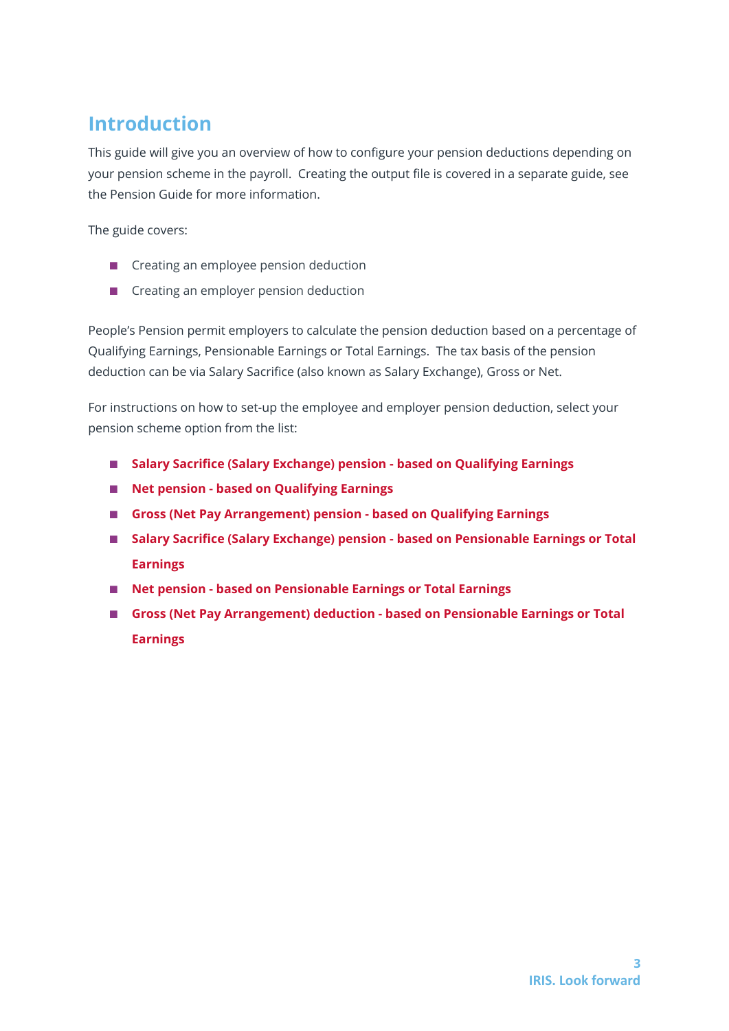# Introduction

This guide will give you an overview of how to configure your pension deductions depending on your pension scheme in the payroll.  Creating the output file is covered in a separate guide, see the Pension Guide for more information.

The guide covers:

- Creating an employee pension deduction
- Creating an employer pension deduction

People's Pension permit employers to calculate the pension deduction based on a percentage of Qualifying Earnings, Pensionable Earnings or Total Earnings.  The tax basis of the pension deduction can be via Salary Sacrifice (also known as Salary Exchange), Gross or Net.

For instructions on how to set-up the employee and employer pension deduction, select your pension scheme option from the list:

- **Salary Sacrifice (Salary Exchange) pension - based on Qualifying Earnings**
- **Net pension - based on Qualifying Earnings**
- **Gross (Net Pay Arrangement) pension - based on Qualifying Earnings**
- **Salary Sacrifice (Salary Exchange) pension - based on Pensionable Earnings or Total Earnings**
- **Net pension - based on Pensionable Earnings or Total Earnings**
- **Gross (Net Pay Arrangement) deduction - based on Pensionable Earnings or Total Earnings**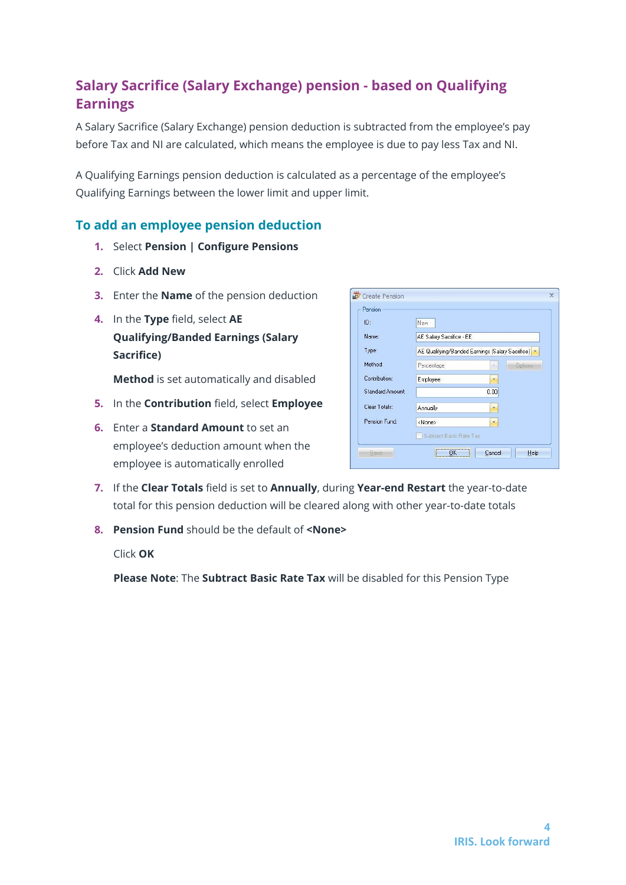## Salary Sacrifice (Salary Exchange) pension - based on Qualifying Earnings

A Salary Sacrifice (Salary Exchange) pension deduction is subtracted from the employee's pay before Tax and NI are calculated, which means the employee is due to pay less Tax and NI.

A Qualifying Earnings pension deduction is calculated as a percentage of the employee's Qualifying Earnings between the lower limit and upper limit.

### To add an employee pension deduction

1. Select **Pension | Configure Pensions**
2. Click **Add New**
3. Enter the **Name** of the pension deduction
4. In the **Type** field, select **AE Qualifying/Banded Earnings (Salary Sacrifice)**

   **Method** is set automatically and disabled
5. In the **Contribution** field, select **Employee**
6. Enter a **Standard Amount** to set an employee's deduction amount when the employee is automatically enrolled
7. If the **Clear Totals** field is set to **Annually**, during **Year-end Restart** the year-to-date total for this pension deduction will be cleared along with other year-to-date totals
8. **Pension Fund** should be the default of **<None>**

   Click **OK**

   **Please Note**: The **Subtract Basic Rate Tax** will be disabled for this Pension Type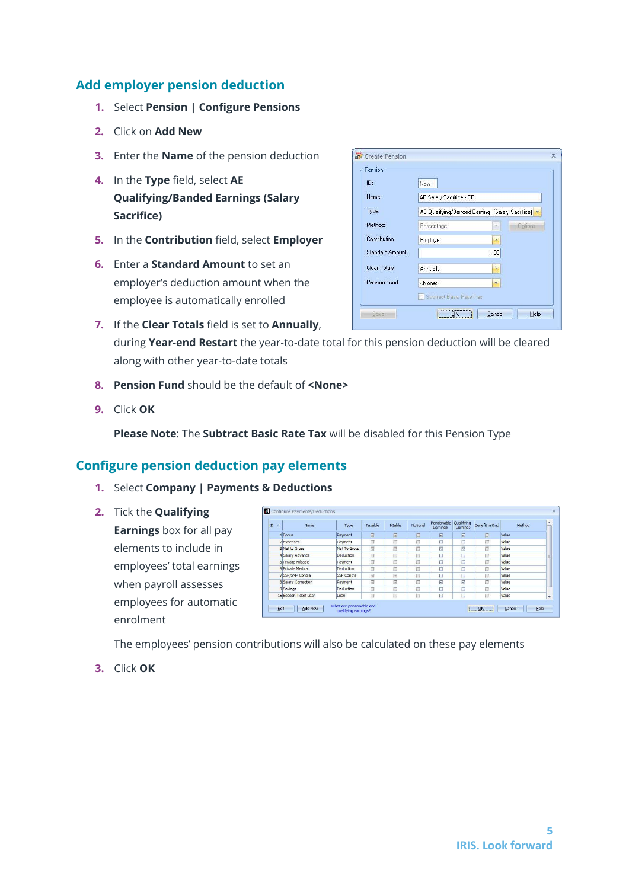## Add employer pension deduction

1. Select **Pension | Configure Pensions**
2. Click on **Add New**
3. Enter the **Name** of the pension deduction
4. In the **Type** field, select **AE Qualifying/Banded Earnings (Salary Sacrifice)**
5. In the **Contribution** field, select **Employer**
6. Enter a **Standard Amount** to set an employer's deduction amount when the employee is automatically enrolled
7. If the **Clear Totals** field is set to **Annually**, during **Year-end Restart** the year-to-date total for this pension deduction will be cleared along with other year-to-date totals
8. **Pension Fund** should be the default of **<None>**
9. Click **OK**

   **Please Note**: The **Subtract Basic Rate Tax** will be disabled for this Pension Type

## Configure pension deduction pay elements

1. Select **Company | Payments & Deductions**
2. Tick the **Qualifying Earnings** box for all pay elements to include in employees' total earnings when payroll assesses employees for automatic enrolment

   The employees' pension contributions will also be calculated on these pay elements

3. Click **OK**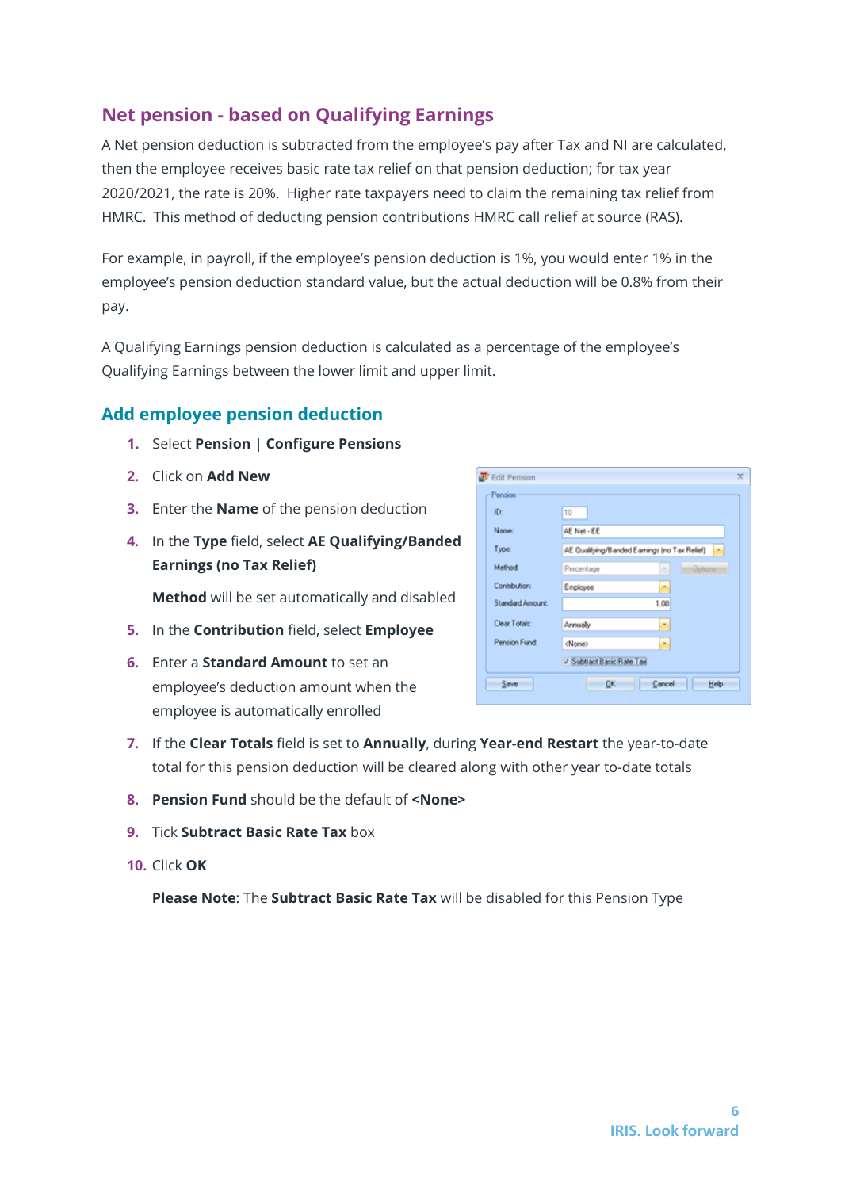## Net pension - based on Qualifying Earnings

A Net pension deduction is subtracted from the employee's pay after Tax and NI are calculated, then the employee receives basic rate tax relief on that pension deduction; for tax year 2020/2021, the rate is 20%. Higher rate taxpayers need to claim the remaining tax relief from HMRC. This method of deducting pension contributions HMRC call relief at source (RAS).

For example, in payroll, if the employee's pension deduction is 1%, you would enter 1% in the employee's pension deduction standard value, but the actual deduction will be 0.8% from their pay.

A Qualifying Earnings pension deduction is calculated as a percentage of the employee's Qualifying Earnings between the lower limit and upper limit.

### Add employee pension deduction

1. Select **Pension | Configure Pensions**
2. Click on **Add New**
3. Enter the **Name** of the pension deduction
4. In the **Type** field, select **AE Qualifying/Banded Earnings (no Tax Relief)**

   **Method** will be set automatically and disabled
5. In the **Contribution** field, select **Employee**
6. Enter a **Standard Amount** to set an employee's deduction amount when the employee is automatically enrolled
7. If the **Clear Totals** field is set to **Annually**, during **Year-end Restart** the year-to-date total for this pension deduction will be cleared along with other year to-date totals
8. **Pension Fund** should be the default of **<None>**
9. Tick **Subtract Basic Rate Tax** box
10. Click **OK**

    **Please Note**: The **Subtract Basic Rate Tax** will be disabled for this Pension Type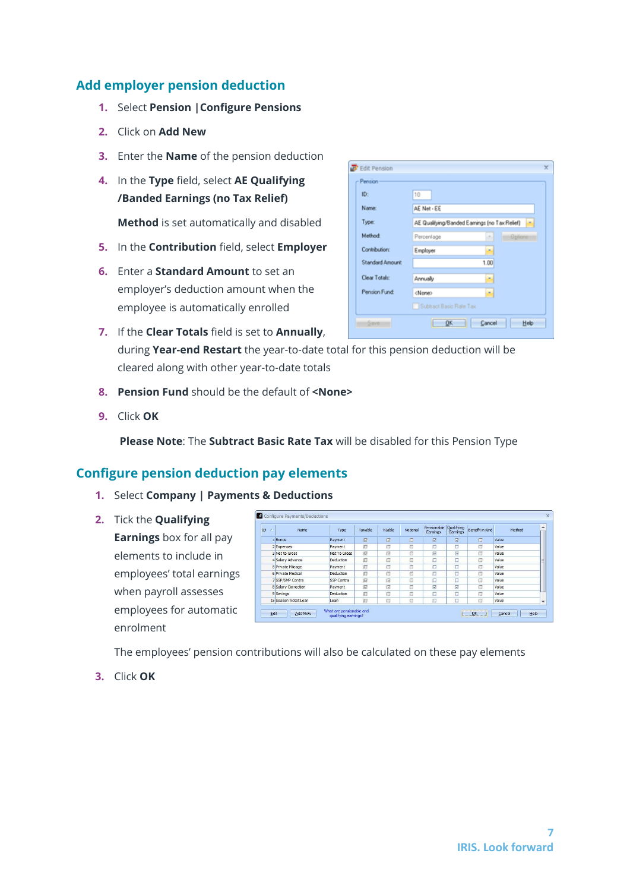## Add employer pension deduction

1. Select **Pension |Configure Pensions**
2. Click on **Add New**
3. Enter the **Name** of the pension deduction
4. In the **Type** field, select **AE Qualifying /Banded Earnings (no Tax Relief)**

   **Method** is set automatically and disabled
5. In the **Contribution** field, select **Employer**
6. Enter a **Standard Amount** to set an employer's deduction amount when the employee is automatically enrolled
7. If the **Clear Totals** field is set to **Annually**, during **Year-end Restart** the year-to-date total for this pension deduction will be cleared along with other year-to-date totals
8. **Pension Fund** should be the default of **<None>**
9. Click **OK**

   **Please Note**: The **Subtract Basic Rate Tax** will be disabled for this Pension Type

## Configure pension deduction pay elements

1. Select **Company | Payments & Deductions**
2. Tick the **Qualifying Earnings** box for all pay elements to include in employees' total earnings when payroll assesses employees for automatic enrolment

   The employees' pension contributions will also be calculated on these pay elements
3. Click **OK**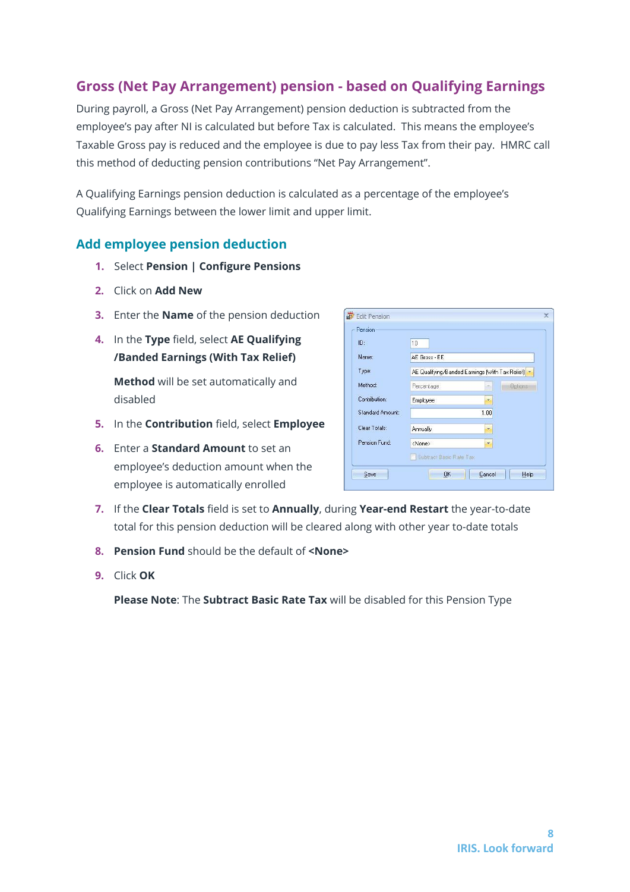## Gross (Net Pay Arrangement) pension - based on Qualifying Earnings

During payroll, a Gross (Net Pay Arrangement) pension deduction is subtracted from the employee's pay after NI is calculated but before Tax is calculated. This means the employee's Taxable Gross pay is reduced and the employee is due to pay less Tax from their pay. HMRC call this method of deducting pension contributions "Net Pay Arrangement".

A Qualifying Earnings pension deduction is calculated as a percentage of the employee's Qualifying Earnings between the lower limit and upper limit.

### Add employee pension deduction

1. Select **Pension | Configure Pensions**
2. Click on **Add New**
3. Enter the **Name** of the pension deduction
4. In the **Type** field, select **AE Qualifying /Banded Earnings (With Tax Relief)**

   **Method** will be set automatically and disabled
5. In the **Contribution** field, select **Employee**
6. Enter a **Standard Amount** to set an employee's deduction amount when the employee is automatically enrolled
7. If the **Clear Totals** field is set to **Annually**, during **Year-end Restart** the year-to-date total for this pension deduction will be cleared along with other year to-date totals
8. **Pension Fund** should be the default of **<None>**
9. Click **OK**

   **Please Note**: The **Subtract Basic Rate Tax** will be disabled for this Pension Type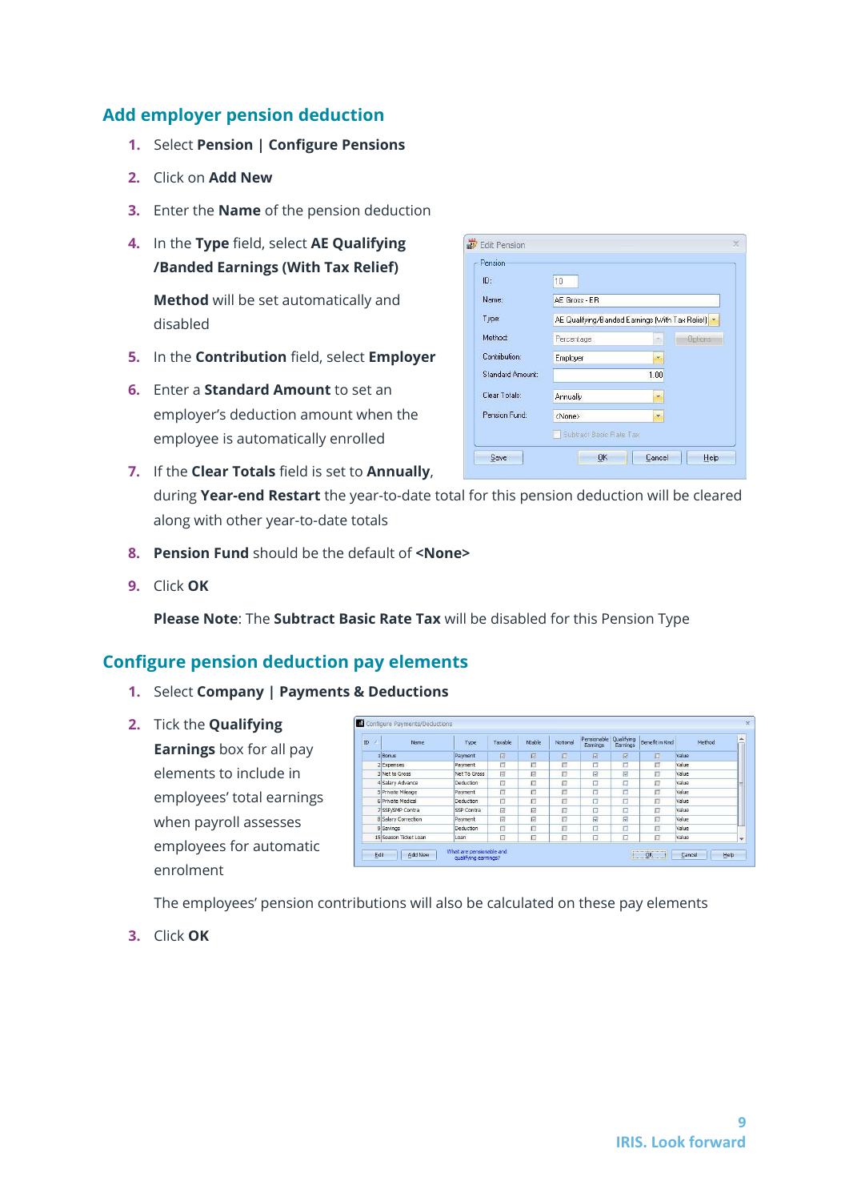## Add employer pension deduction

1. Select **Pension | Configure Pensions**
2. Click on **Add New**
3. Enter the **Name** of the pension deduction
4. In the **Type** field, select **AE Qualifying /Banded Earnings (With Tax Relief)**

   **Method** will be set automatically and disabled
5. In the **Contribution** field, select **Employer**
6. Enter a **Standard Amount** to set an employer's deduction amount when the employee is automatically enrolled
7. If the **Clear Totals** field is set to **Annually**, during **Year-end Restart** the year-to-date total for this pension deduction will be cleared along with other year-to-date totals
8. **Pension Fund** should be the default of **<None>**
9. Click **OK**

   **Please Note**: The **Subtract Basic Rate Tax** will be disabled for this Pension Type

## Configure pension deduction pay elements

1. Select **Company | Payments & Deductions**
2. Tick the **Qualifying Earnings** box for all pay elements to include in employees' total earnings when payroll assesses employees for automatic enrolment

   The employees' pension contributions will also be calculated on these pay elements
3. Click **OK**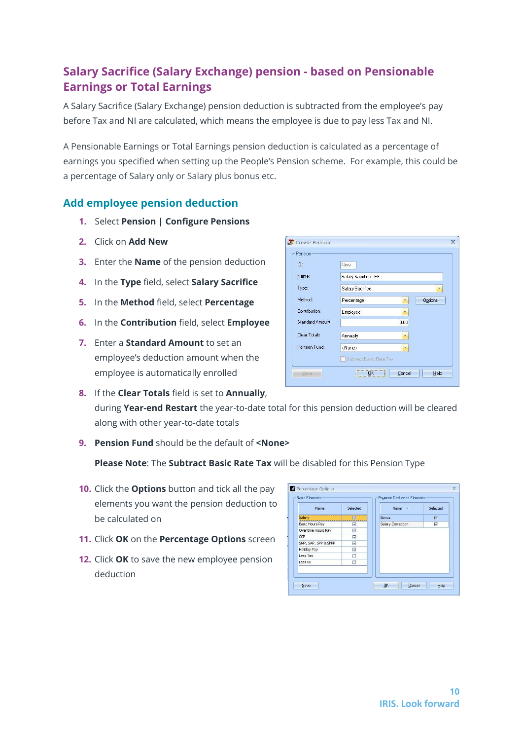# Salary Sacrifice (Salary Exchange) pension - based on Pensionable Earnings or Total Earnings

A Salary Sacrifice (Salary Exchange) pension deduction is subtracted from the employee's pay before Tax and NI are calculated, which means the employee is due to pay less Tax and NI.

A Pensionable Earnings or Total Earnings pension deduction is calculated as a percentage of earnings you specified when setting up the People's Pension scheme. For example, this could be a percentage of Salary only or Salary plus bonus etc.

## Add employee pension deduction

1. Select **Pension | Configure Pensions**
2. Click on **Add New**
3. Enter the **Name** of the pension deduction
4. In the **Type** field, select **Salary Sacrifice**
5. In the **Method** field, select **Percentage**
6. In the **Contribution** field, select **Employee**
7. Enter a **Standard Amount** to set an employee's deduction amount when the employee is automatically enrolled
8. If the **Clear Totals** field is set to **Annually**, during **Year-end Restart** the year-to-date total for this pension deduction will be cleared along with other year-to-date totals
9. **Pension Fund** should be the default of **<None>**

   **Please Note**: The **Subtract Basic Rate Tax** will be disabled for this Pension Type

10. Click the **Options** button and tick all the pay elements you want the pension deduction to be calculated on
11. Click **OK** on the **Percentage Options** screen
12. Click **OK** to save the new employee pension deduction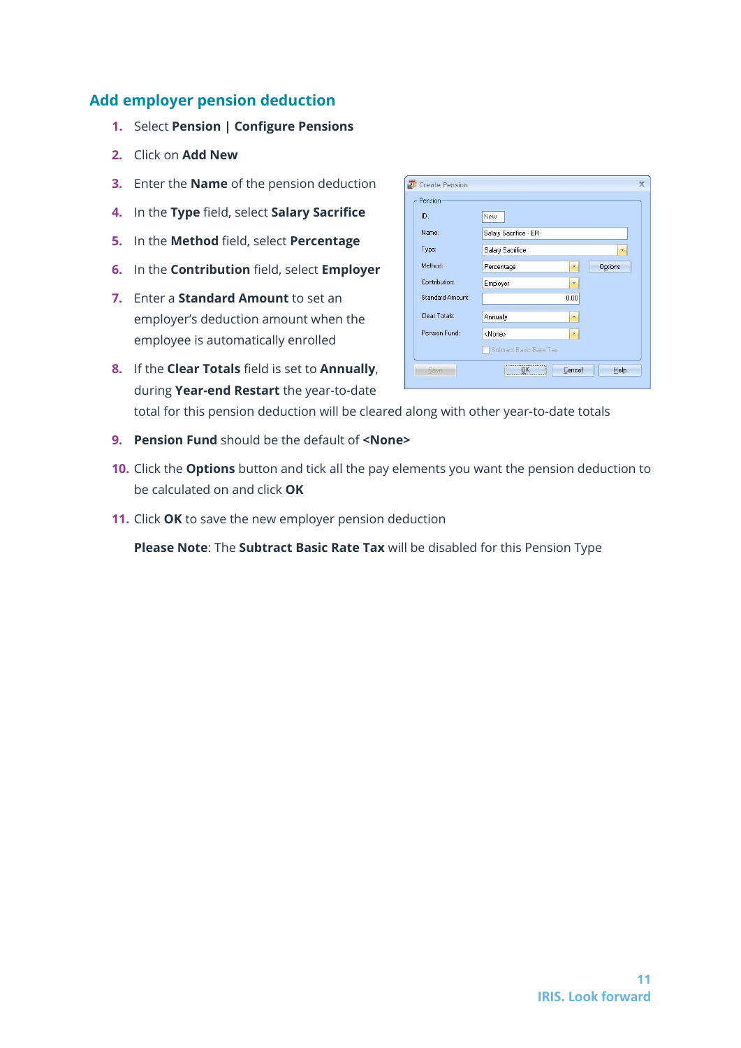## Add employer pension deduction

1. Select **Pension | Configure Pensions**
2. Click on **Add New**
3. Enter the **Name** of the pension deduction
4. In the **Type** field, select **Salary Sacrifice**
5. In the **Method** field, select **Percentage**
6. In the **Contribution** field, select **Employer**
7. Enter a **Standard Amount** to set an employer's deduction amount when the employee is automatically enrolled
8. If the **Clear Totals** field is set to **Annually**, during **Year-end Restart** the year-to-date total for this pension deduction will be cleared along with other year-to-date totals
9. **Pension Fund** should be the default of **<None>**
10. Click the **Options** button and tick all the pay elements you want the pension deduction to be calculated on and click **OK**
11. Click **OK** to save the new employer pension deduction

    **Please Note**: The **Subtract Basic Rate Tax** will be disabled for this Pension Type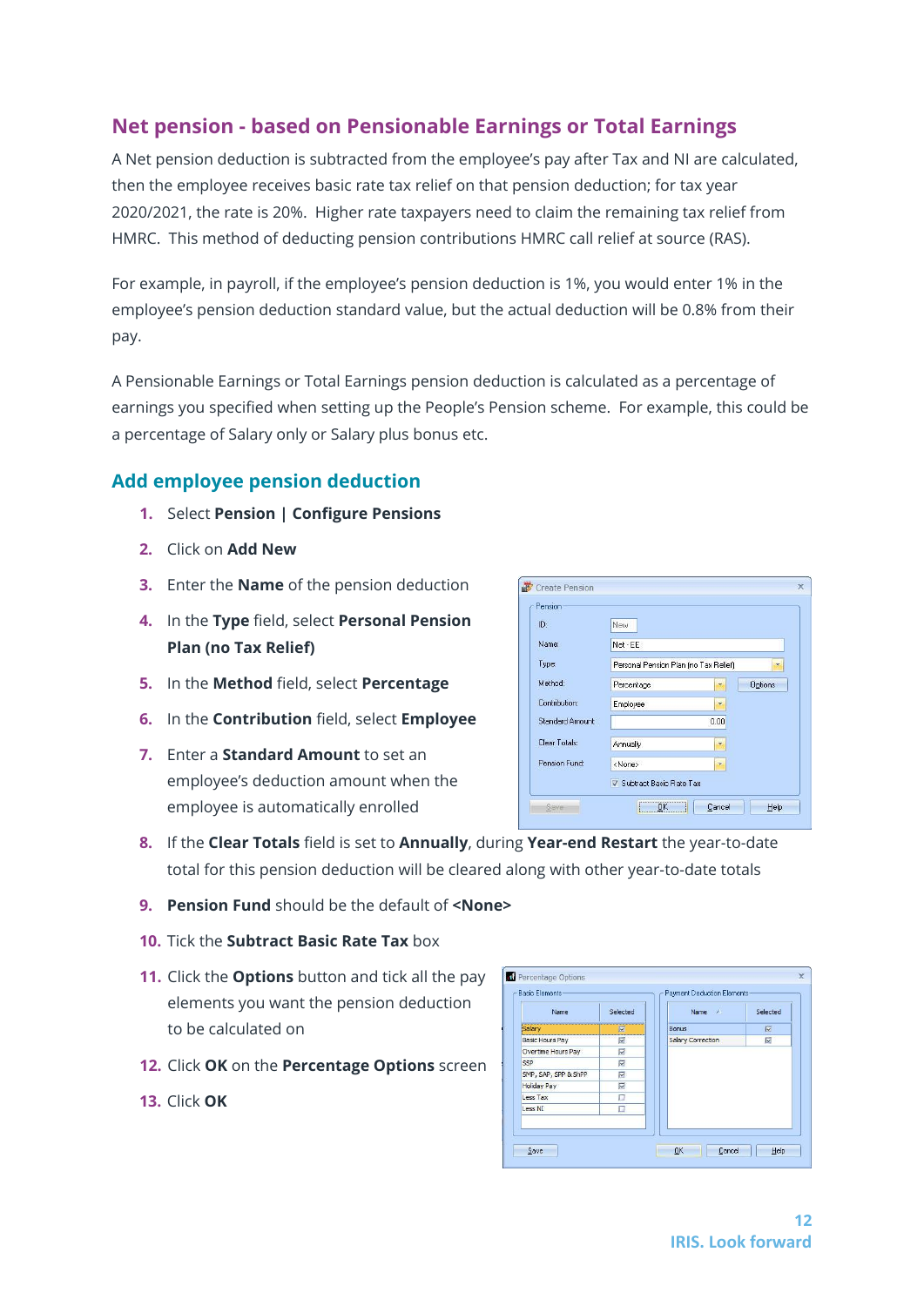## Net pension - based on Pensionable Earnings or Total Earnings

A Net pension deduction is subtracted from the employee's pay after Tax and NI are calculated, then the employee receives basic rate tax relief on that pension deduction; for tax year 2020/2021, the rate is 20%. Higher rate taxpayers need to claim the remaining tax relief from HMRC. This method of deducting pension contributions HMRC call relief at source (RAS).

For example, in payroll, if the employee's pension deduction is 1%, you would enter 1% in the employee's pension deduction standard value, but the actual deduction will be 0.8% from their pay.

A Pensionable Earnings or Total Earnings pension deduction is calculated as a percentage of earnings you specified when setting up the People's Pension scheme. For example, this could be a percentage of Salary only or Salary plus bonus etc.

### Add employee pension deduction

1. Select **Pension | Configure Pensions**
2. Click on **Add New**
3. Enter the **Name** of the pension deduction
4. In the **Type** field, select **Personal Pension Plan (no Tax Relief)**
5. In the **Method** field, select **Percentage**
6. In the **Contribution** field, select **Employee**
7. Enter a **Standard Amount** to set an employee's deduction amount when the employee is automatically enrolled
8. If the **Clear Totals** field is set to **Annually**, during **Year-end Restart** the year-to-date total for this pension deduction will be cleared along with other year-to-date totals
9. **Pension Fund** should be the default of **<None>**
10. Tick the **Subtract Basic Rate Tax** box
11. Click the **Options** button and tick all the pay elements you want the pension deduction to be calculated on
12. Click **OK** on the **Percentage Options** screen
13. Click **OK**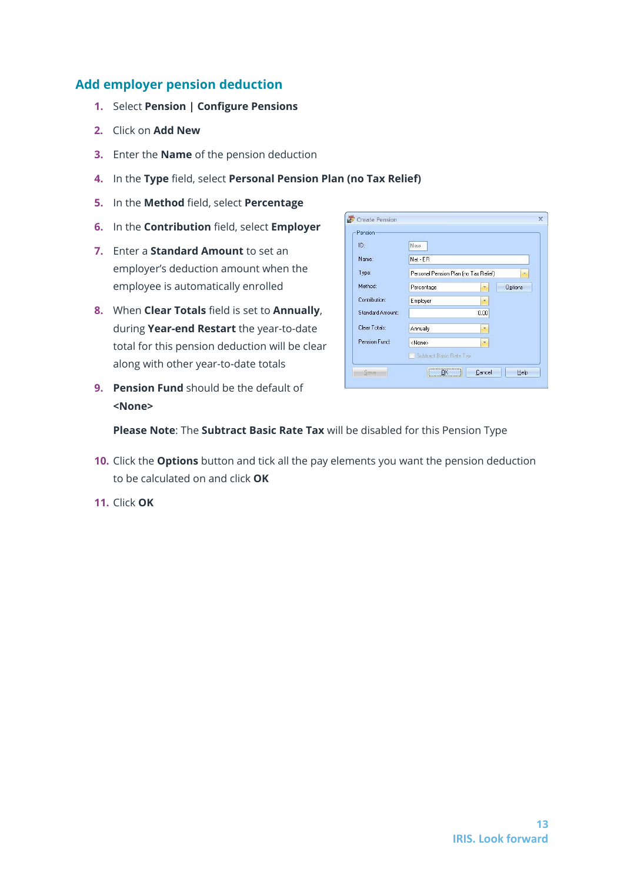## Add employer pension deduction

1. Select **Pension | Configure Pensions**
2. Click on **Add New**
3. Enter the **Name** of the pension deduction
4. In the **Type** field, select **Personal Pension Plan (no Tax Relief)**
5. In the **Method** field, select **Percentage**
6. In the **Contribution** field, select **Employer**
7. Enter a **Standard Amount** to set an employer's deduction amount when the employee is automatically enrolled
8. When **Clear Totals** field is set to **Annually**, during **Year-end Restart** the year-to-date total for this pension deduction will be clear along with other year-to-date totals
9. **Pension Fund** should be the default of **<None>**

   **Please Note**: The **Subtract Basic Rate Tax** will be disabled for this Pension Type

10. Click the **Options** button and tick all the pay elements you want the pension deduction to be calculated on and click **OK**
11. Click **OK**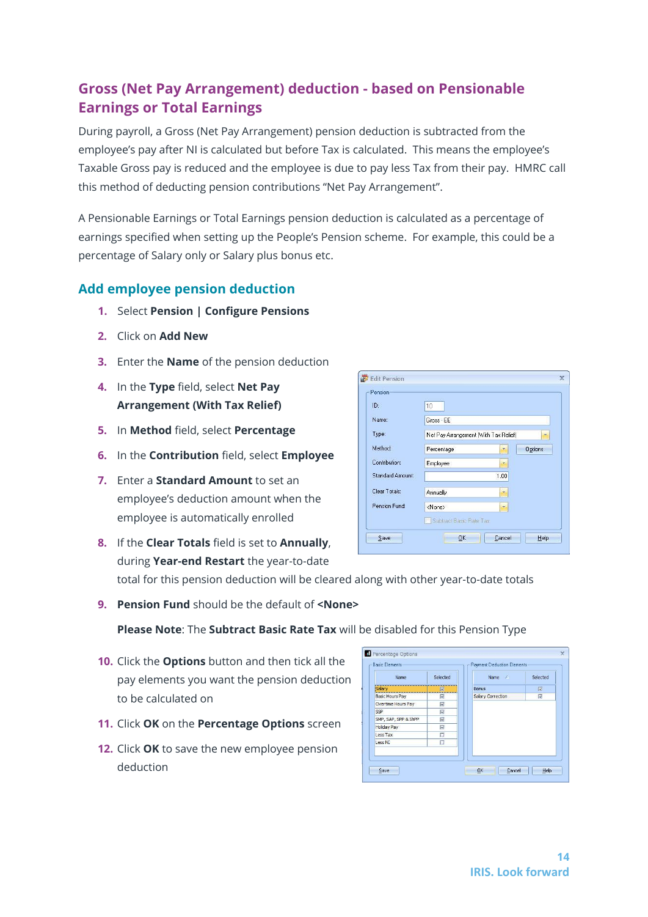## Gross (Net Pay Arrangement) deduction - based on Pensionable Earnings or Total Earnings

During payroll, a Gross (Net Pay Arrangement) pension deduction is subtracted from the employee's pay after NI is calculated but before Tax is calculated. This means the employee's Taxable Gross pay is reduced and the employee is due to pay less Tax from their pay. HMRC call this method of deducting pension contributions "Net Pay Arrangement".

A Pensionable Earnings or Total Earnings pension deduction is calculated as a percentage of earnings specified when setting up the People's Pension scheme. For example, this could be a percentage of Salary only or Salary plus bonus etc.

### Add employee pension deduction

1. Select **Pension | Configure Pensions**
2. Click on **Add New**
3. Enter the **Name** of the pension deduction
4. In the **Type** field, select **Net Pay Arrangement (With Tax Relief)**
5. In **Method** field, select **Percentage**
6. In the **Contribution** field, select **Employee**
7. Enter a **Standard Amount** to set an employee's deduction amount when the employee is automatically enrolled
8. If the **Clear Totals** field is set to **Annually**, during **Year-end Restart** the year-to-date total for this pension deduction will be cleared along with other year-to-date totals
9. **Pension Fund** should be the default of **<None>**

   **Please Note**: The **Subtract Basic Rate Tax** will be disabled for this Pension Type

10. Click the **Options** button and then tick all the pay elements you want the pension deduction to be calculated on
11. Click **OK** on the **Percentage Options** screen
12. Click **OK** to save the new employee pension deduction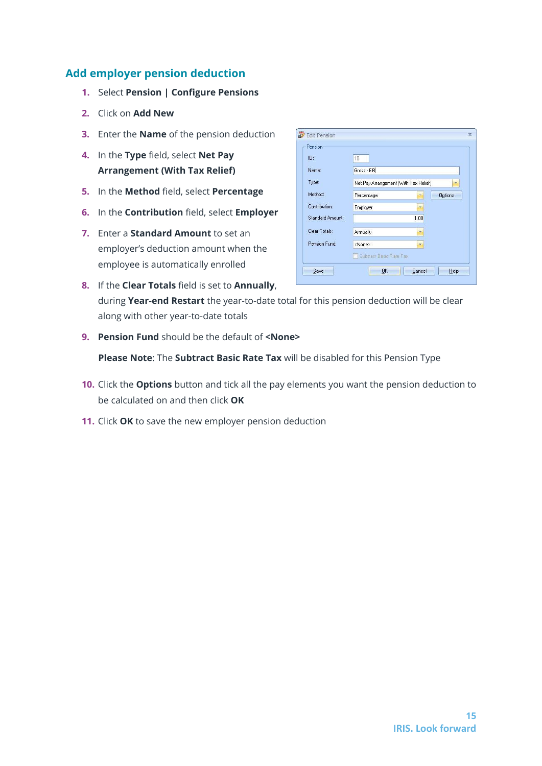## Add employer pension deduction

1. Select **Pension | Configure Pensions**
2. Click on **Add New**
3. Enter the **Name** of the pension deduction
4. In the **Type** field, select **Net Pay Arrangement (With Tax Relief)**
5. In the **Method** field, select **Percentage**
6. In the **Contribution** field, select **Employer**
7. Enter a **Standard Amount** to set an employer's deduction amount when the employee is automatically enrolled
8. If the **Clear Totals** field is set to **Annually**, during **Year-end Restart** the year-to-date total for this pension deduction will be clear along with other year-to-date totals
9. **Pension Fund** should be the default of **<None>**

   **Please Note**: The **Subtract Basic Rate Tax** will be disabled for this Pension Type

10. Click the **Options** button and tick all the pay elements you want the pension deduction to be calculated on and then click **OK**
11. Click **OK** to save the new employer pension deduction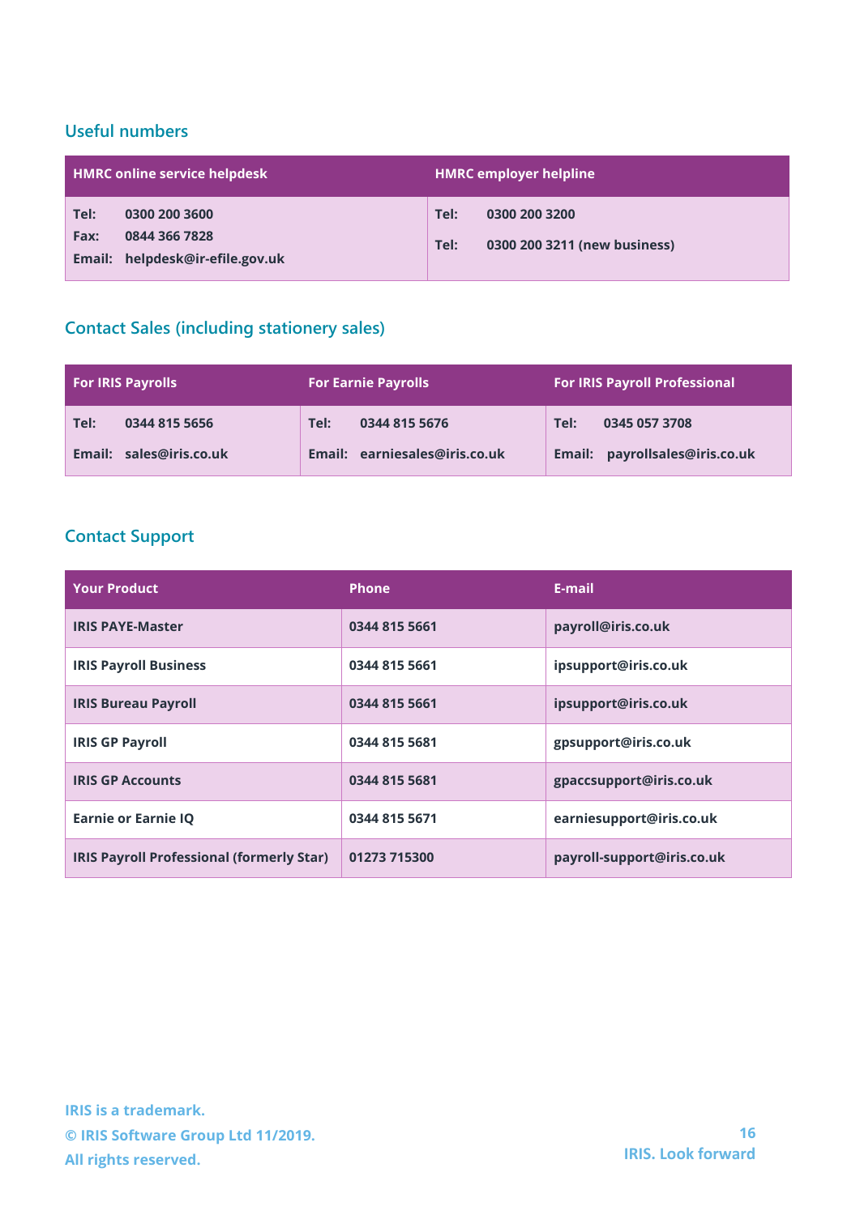## Useful numbers

| HMRC online service helpdesk | HMRC employer helpline |
|---|---|
| **Tel:** 0300 200 3600<br>**Fax:** 0844 366 7828<br>**Email:** helpdesk@ir-efile.gov.uk | **Tel:** 0300 200 3200<br>**Tel:** 0300 200 3211 (new business) |

## Contact Sales (including stationery sales)

| For IRIS Payrolls | For Earnie Payrolls | For IRIS Payroll Professional |
|---|---|---|
| **Tel:** 0344 815 5656<br>**Email:** sales@iris.co.uk | **Tel:** 0344 815 5676<br>**Email:** earniesales@iris.co.uk | **Tel:** 0345 057 3708<br>**Email:** payrollsales@iris.co.uk |

## Contact Support

| Your Product | Phone | E-mail |
|---|---|---|
| IRIS PAYE-Master | 0344 815 5661 | payroll@iris.co.uk |
| IRIS Payroll Business | 0344 815 5661 | ipsupport@iris.co.uk |
| IRIS Bureau Payroll | 0344 815 5661 | ipsupport@iris.co.uk |
| IRIS GP Payroll | 0344 815 5681 | gpsupport@iris.co.uk |
| IRIS GP Accounts | 0344 815 5681 | gpaccsupport@iris.co.uk |
| Earnie or Earnie IQ | 0344 815 5671 | earniesupport@iris.co.uk |
| IRIS Payroll Professional (formerly Star) | 01273 715300 | payroll-support@iris.co.uk |

IRIS is a trademark.
© IRIS Software Group Ltd 11/2019.
All rights reserved.

IRIS. Look forward